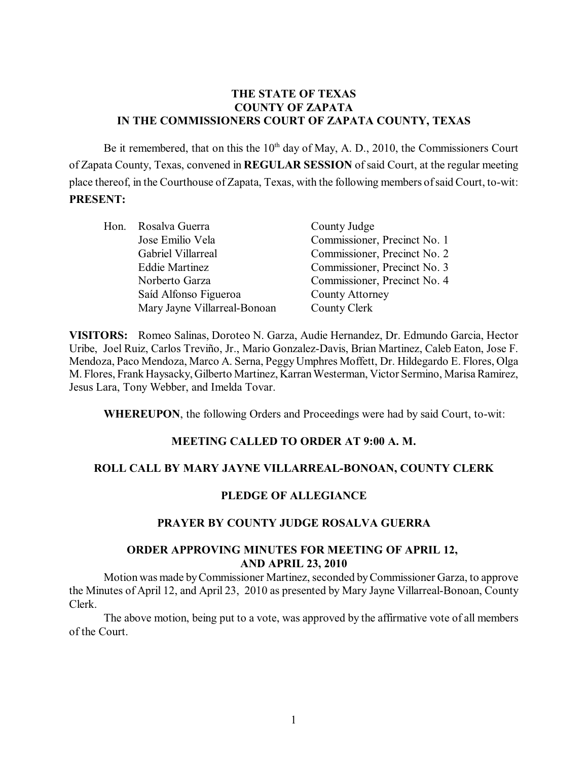**THE STATE OF TEXAS**
**COUNTY OF ZAPATA**
**IN THE COMMISSIONERS COURT OF ZAPATA COUNTY, TEXAS**

Be it remembered, that on this the 10th day of May, A. D., 2010, the Commissioners Court of Zapata County, Texas, convened in **REGULAR SESSION** of said Court, at the regular meeting place thereof, in the Courthouse of Zapata, Texas, with the following members of said Court, to-wit:

**PRESENT:**

| | | |
|---|---|---|
| Hon. | Rosalva Guerra | County Judge |
| | Jose Emilio Vela | Commissioner, Precinct No. 1 |
| | Gabriel Villarreal | Commissioner, Precinct No. 2 |
| | Eddie Martinez | Commissioner, Precinct No. 3 |
| | Norberto Garza | Commissioner, Precinct No. 4 |
| | Saíd Alfonso Figueroa | County Attorney |
| | Mary Jayne Villarreal-Bonoan | County Clerk |

**VISITORS:** Romeo Salinas, Doroteo N. Garza, Audie Hernandez, Dr. Edmundo Garcia, Hector Uribe, Joel Ruiz, Carlos Treviño, Jr., Mario Gonzalez-Davis, Brian Martinez, Caleb Eaton, Jose F. Mendoza, Paco Mendoza, Marco A. Serna, Peggy Umphres Moffett, Dr. Hildegardo E. Flores, Olga M. Flores, Frank Haysacky, Gilberto Martinez, Karran Westerman, Victor Sermino, Marisa Ramirez, Jesus Lara, Tony Webber, and Imelda Tovar.

**WHEREUPON**, the following Orders and Proceedings were had by said Court, to-wit:

**MEETING CALLED TO ORDER AT 9:00 A. M.**

**ROLL CALL BY MARY JAYNE VILLARREAL-BONOAN, COUNTY CLERK**

**PLEDGE OF ALLEGIANCE**

**PRAYER BY COUNTY JUDGE ROSALVA GUERRA**

**ORDER APPROVING MINUTES FOR MEETING OF APRIL 12, AND APRIL 23, 2010**

Motion was made by Commissioner Martinez, seconded by Commissioner Garza, to approve the Minutes of April 12, and April 23, 2010 as presented by Mary Jayne Villarreal-Bonoan, County Clerk.

The above motion, being put to a vote, was approved by the affirmative vote of all members of the Court.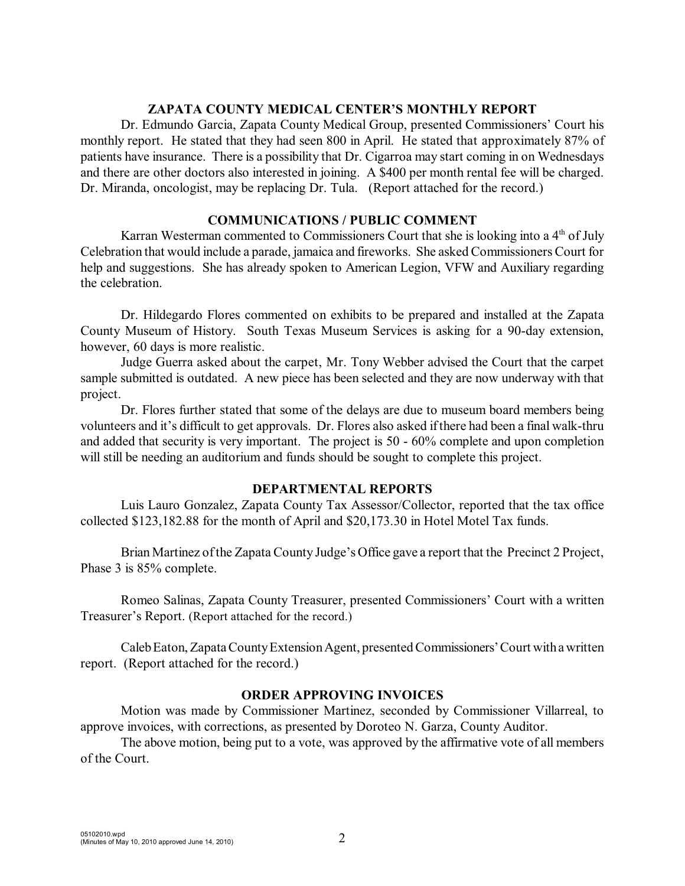## ZAPATA COUNTY MEDICAL CENTER'S MONTHLY REPORT

Dr. Edmundo Garcia, Zapata County Medical Group, presented Commissioners' Court his monthly report. He stated that they had seen 800 in April. He stated that approximately 87% of patients have insurance. There is a possibility that Dr. Cigarroa may start coming in on Wednesdays and there are other doctors also interested in joining. A $400 per month rental fee will be charged. Dr. Miranda, oncologist, may be replacing Dr. Tula. (Report attached for the record.)

## COMMUNICATIONS / PUBLIC COMMENT

Karran Westerman commented to Commissioners Court that she is looking into a 4th of July Celebration that would include a parade, jamaica and fireworks. She asked Commissioners Court for help and suggestions. She has already spoken to American Legion, VFW and Auxiliary regarding the celebration.

Dr. Hildegardo Flores commented on exhibits to be prepared and installed at the Zapata County Museum of History. South Texas Museum Services is asking for a 90-day extension, however, 60 days is more realistic.

Judge Guerra asked about the carpet, Mr. Tony Webber advised the Court that the carpet sample submitted is outdated. A new piece has been selected and they are now underway with that project.

Dr. Flores further stated that some of the delays are due to museum board members being volunteers and it's difficult to get approvals. Dr. Flores also asked if there had been a final walk-thru and added that security is very important. The project is 50 - 60% complete and upon completion will still be needing an auditorium and funds should be sought to complete this project.

## DEPARTMENTAL REPORTS

Luis Lauro Gonzalez, Zapata County Tax Assessor/Collector, reported that the tax office collected $123,182.88 for the month of April and $20,173.30 in Hotel Motel Tax funds.

Brian Martinez of the Zapata County Judge's Office gave a report that the Precinct 2 Project, Phase 3 is 85% complete.

Romeo Salinas, Zapata County Treasurer, presented Commissioners' Court with a written Treasurer's Report. (Report attached for the record.)

Caleb Eaton, Zapata County Extension Agent, presented Commissioners' Court with a written report. (Report attached for the record.)

## ORDER APPROVING INVOICES

Motion was made by Commissioner Martinez, seconded by Commissioner Villarreal, to approve invoices, with corrections, as presented by Doroteo N. Garza, County Auditor.

The above motion, being put to a vote, was approved by the affirmative vote of all members of the Court.

05102010.wpd
(Minutes of May 10, 2010 approved June 14, 2010)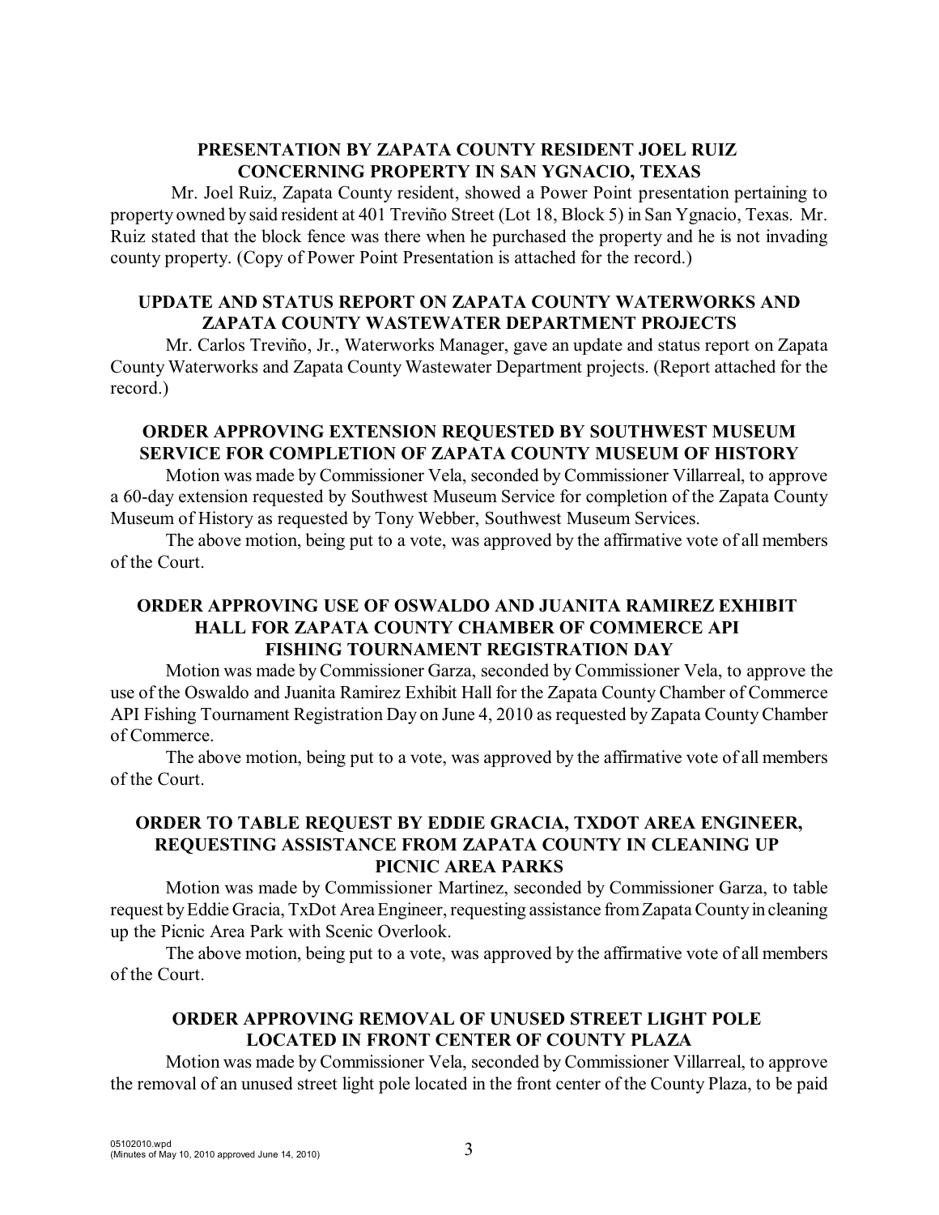**PRESENTATION BY ZAPATA COUNTY RESIDENT JOEL RUIZ CONCERNING PROPERTY IN SAN YGNACIO, TEXAS**

Mr. Joel Ruiz, Zapata County resident, showed a Power Point presentation pertaining to property owned by said resident at 401 Treviño Street (Lot 18, Block 5) in San Ygnacio, Texas. Mr. Ruiz stated that the block fence was there when he purchased the property and he is not invading county property. (Copy of Power Point Presentation is attached for the record.)

**UPDATE AND STATUS REPORT ON ZAPATA COUNTY WATERWORKS AND ZAPATA COUNTY WASTEWATER DEPARTMENT PROJECTS**

Mr. Carlos Treviño, Jr., Waterworks Manager, gave an update and status report on Zapata County Waterworks and Zapata County Wastewater Department projects. (Report attached for the record.)

**ORDER APPROVING EXTENSION REQUESTED BY SOUTHWEST MUSEUM SERVICE FOR COMPLETION OF ZAPATA COUNTY MUSEUM OF HISTORY**

Motion was made by Commissioner Vela, seconded by Commissioner Villarreal, to approve a 60-day extension requested by Southwest Museum Service for completion of the Zapata County Museum of History as requested by Tony Webber, Southwest Museum Services.

The above motion, being put to a vote, was approved by the affirmative vote of all members of the Court.

**ORDER APPROVING USE OF OSWALDO AND JUANITA RAMIREZ EXHIBIT HALL FOR ZAPATA COUNTY CHAMBER OF COMMERCE API FISHING TOURNAMENT REGISTRATION DAY**

Motion was made by Commissioner Garza, seconded by Commissioner Vela, to approve the use of the Oswaldo and Juanita Ramirez Exhibit Hall for the Zapata County Chamber of Commerce API Fishing Tournament Registration Day on June 4, 2010 as requested by Zapata County Chamber of Commerce.

The above motion, being put to a vote, was approved by the affirmative vote of all members of the Court.

**ORDER TO TABLE REQUEST BY EDDIE GRACIA, TXDOT AREA ENGINEER, REQUESTING ASSISTANCE FROM ZAPATA COUNTY IN CLEANING UP PICNIC AREA PARKS**

Motion was made by Commissioner Martinez, seconded by Commissioner Garza, to table request by Eddie Gracia, TxDot Area Engineer, requesting assistance from Zapata County in cleaning up the Picnic Area Park with Scenic Overlook.

The above motion, being put to a vote, was approved by the affirmative vote of all members of the Court.

**ORDER APPROVING REMOVAL OF UNUSED STREET LIGHT POLE LOCATED IN FRONT CENTER OF COUNTY PLAZA**

Motion was made by Commissioner Vela, seconded by Commissioner Villarreal, to approve the removal of an unused street light pole located in the front center of the County Plaza, to be paid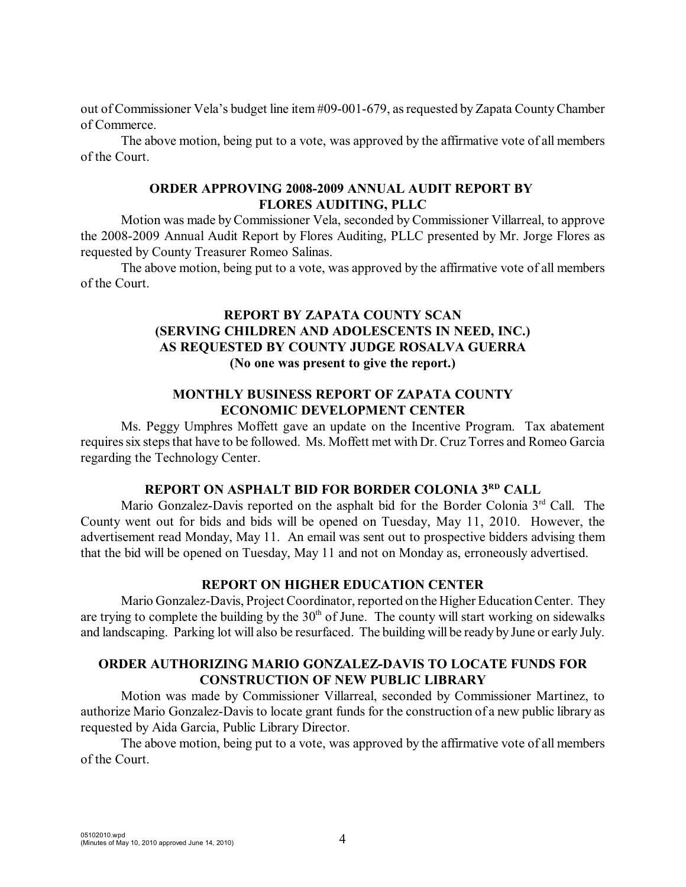out of Commissioner Vela's budget line item #09-001-679, as requested by Zapata County Chamber of Commerce.

The above motion, being put to a vote, was approved by the affirmative vote of all members of the Court.

### ORDER APPROVING 2008-2009 ANNUAL AUDIT REPORT BY FLORES AUDITING, PLLC

Motion was made by Commissioner Vela, seconded by Commissioner Villarreal, to approve the 2008-2009 Annual Audit Report by Flores Auditing, PLLC presented by Mr. Jorge Flores as requested by County Treasurer Romeo Salinas.

The above motion, being put to a vote, was approved by the affirmative vote of all members of the Court.

### REPORT BY ZAPATA COUNTY SCAN (SERVING CHILDREN AND ADOLESCENTS IN NEED, INC.) AS REQUESTED BY COUNTY JUDGE ROSALVA GUERRA (No one was present to give the report.)

### MONTHLY BUSINESS REPORT OF ZAPATA COUNTY ECONOMIC DEVELOPMENT CENTER

Ms. Peggy Umphres Moffett gave an update on the Incentive Program. Tax abatement requires six steps that have to be followed. Ms. Moffett met with Dr. Cruz Torres and Romeo Garcia regarding the Technology Center.

### REPORT ON ASPHALT BID FOR BORDER COLONIA 3RD CALL

Mario Gonzalez-Davis reported on the asphalt bid for the Border Colonia 3rd Call. The County went out for bids and bids will be opened on Tuesday, May 11, 2010. However, the advertisement read Monday, May 11. An email was sent out to prospective bidders advising them that the bid will be opened on Tuesday, May 11 and not on Monday as, erroneously advertised.

### REPORT ON HIGHER EDUCATION CENTER

Mario Gonzalez-Davis, Project Coordinator, reported on the Higher Education Center. They are trying to complete the building by the 30th of June. The county will start working on sidewalks and landscaping. Parking lot will also be resurfaced. The building will be ready by June or early July.

### ORDER AUTHORIZING MARIO GONZALEZ-DAVIS TO LOCATE FUNDS FOR CONSTRUCTION OF NEW PUBLIC LIBRARY

Motion was made by Commissioner Villarreal, seconded by Commissioner Martinez, to authorize Mario Gonzalez-Davis to locate grant funds for the construction of a new public library as requested by Aida Garcia, Public Library Director.

The above motion, being put to a vote, was approved by the affirmative vote of all members of the Court.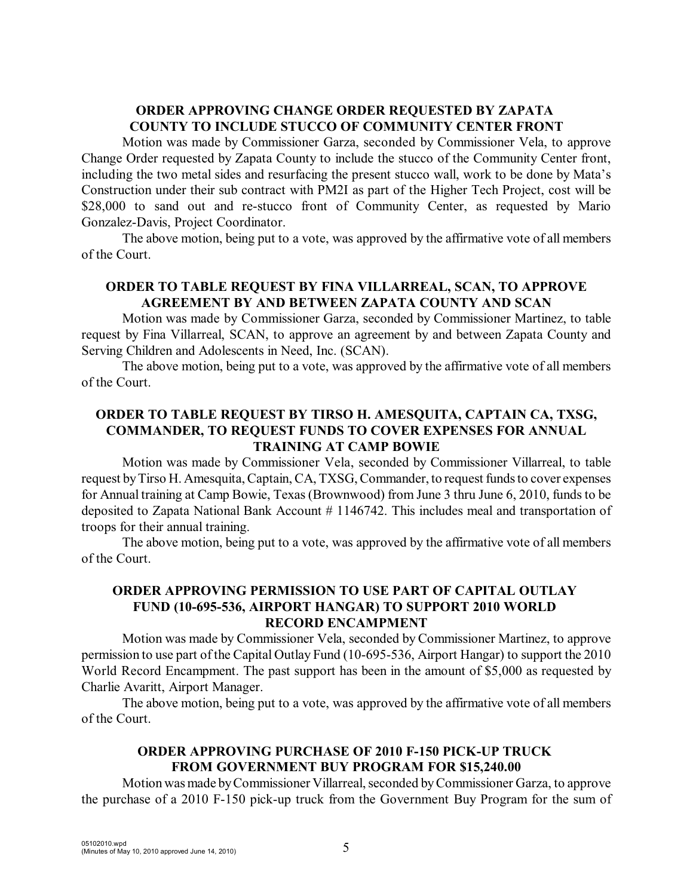**ORDER APPROVING CHANGE ORDER REQUESTED BY ZAPATA COUNTY TO INCLUDE STUCCO OF COMMUNITY CENTER FRONT**

Motion was made by Commissioner Garza, seconded by Commissioner Vela, to approve Change Order requested by Zapata County to include the stucco of the Community Center front, including the two metal sides and resurfacing the present stucco wall, work to be done by Mata's Construction under their sub contract with PM2I as part of the Higher Tech Project, cost will be $28,000 to sand out and re-stucco front of Community Center, as requested by Mario Gonzalez-Davis, Project Coordinator.

The above motion, being put to a vote, was approved by the affirmative vote of all members of the Court.

**ORDER TO TABLE REQUEST BY FINA VILLARREAL, SCAN, TO APPROVE AGREEMENT BY AND BETWEEN ZAPATA COUNTY AND SCAN**

Motion was made by Commissioner Garza, seconded by Commissioner Martinez, to table request by Fina Villarreal, SCAN, to approve an agreement by and between Zapata County and Serving Children and Adolescents in Need, Inc. (SCAN).

The above motion, being put to a vote, was approved by the affirmative vote of all members of the Court.

**ORDER TO TABLE REQUEST BY TIRSO H. AMESQUITA, CAPTAIN CA, TXSG, COMMANDER, TO REQUEST FUNDS TO COVER EXPENSES FOR ANNUAL TRAINING AT CAMP BOWIE**

Motion was made by Commissioner Vela, seconded by Commissioner Villarreal, to table request by Tirso H. Amesquita, Captain, CA, TXSG, Commander, to request funds to cover expenses for Annual training at Camp Bowie, Texas (Brownwood) from June 3 thru June 6, 2010, funds to be deposited to Zapata National Bank Account # 1146742. This includes meal and transportation of troops for their annual training.

The above motion, being put to a vote, was approved by the affirmative vote of all members of the Court.

**ORDER APPROVING PERMISSION TO USE PART OF CAPITAL OUTLAY FUND (10-695-536, AIRPORT HANGAR) TO SUPPORT 2010 WORLD RECORD ENCAMPMENT**

Motion was made by Commissioner Vela, seconded by Commissioner Martinez, to approve permission to use part of the Capital Outlay Fund (10-695-536, Airport Hangar) to support the 2010 World Record Encampment. The past support has been in the amount of $5,000 as requested by Charlie Avaritt, Airport Manager.

The above motion, being put to a vote, was approved by the affirmative vote of all members of the Court.

**ORDER APPROVING PURCHASE OF 2010 F-150 PICK-UP TRUCK FROM GOVERNMENT BUY PROGRAM FOR $15,240.00**

Motion was made by Commissioner Villarreal, seconded by Commissioner Garza, to approve the purchase of a 2010 F-150 pick-up truck from the Government Buy Program for the sum of

05102010.wpd
(Minutes of May 10, 2010 approved June 14, 2010)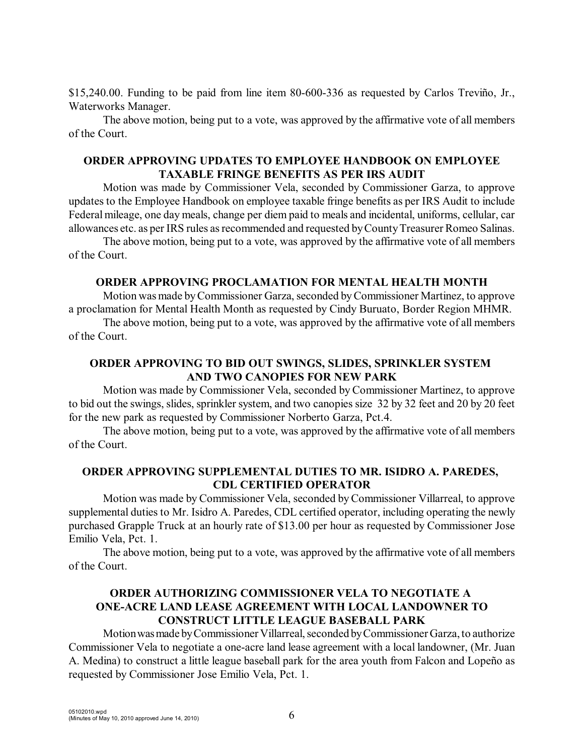$15,240.00. Funding to be paid from line item 80-600-336 as requested by Carlos Treviño, Jr., Waterworks Manager.

The above motion, being put to a vote, was approved by the affirmative vote of all members of the Court.

**ORDER APPROVING UPDATES TO EMPLOYEE HANDBOOK ON EMPLOYEE TAXABLE FRINGE BENEFITS AS PER IRS AUDIT**

Motion was made by Commissioner Vela, seconded by Commissioner Garza, to approve updates to the Employee Handbook on employee taxable fringe benefits as per IRS Audit to include Federal mileage, one day meals, change per diem paid to meals and incidental, uniforms, cellular, car allowances etc. as per IRS rules as recommended and requested by County Treasurer Romeo Salinas.

The above motion, being put to a vote, was approved by the affirmative vote of all members of the Court.

**ORDER APPROVING PROCLAMATION FOR MENTAL HEALTH MONTH**

Motion was made by Commissioner Garza, seconded by Commissioner Martinez, to approve a proclamation for Mental Health Month as requested by Cindy Buruato, Border Region MHMR.

The above motion, being put to a vote, was approved by the affirmative vote of all members of the Court.

**ORDER APPROVING TO BID OUT SWINGS, SLIDES, SPRINKLER SYSTEM AND TWO CANOPIES FOR NEW PARK**

Motion was made by Commissioner Vela, seconded by Commissioner Martinez, to approve to bid out the swings, slides, sprinkler system, and two canopies size 32 by 32 feet and 20 by 20 feet for the new park as requested by Commissioner Norberto Garza, Pct.4.

The above motion, being put to a vote, was approved by the affirmative vote of all members of the Court.

**ORDER APPROVING SUPPLEMENTAL DUTIES TO MR. ISIDRO A. PAREDES, CDL CERTIFIED OPERATOR**

Motion was made by Commissioner Vela, seconded by Commissioner Villarreal, to approve supplemental duties to Mr. Isidro A. Paredes, CDL certified operator, including operating the newly purchased Grapple Truck at an hourly rate of $13.00 per hour as requested by Commissioner Jose Emilio Vela, Pct. 1.

The above motion, being put to a vote, was approved by the affirmative vote of all members of the Court.

**ORDER AUTHORIZING COMMISSIONER VELA TO NEGOTIATE A ONE-ACRE LAND LEASE AGREEMENT WITH LOCAL LANDOWNER TO CONSTRUCT LITTLE LEAGUE BASEBALL PARK**

Motion was made by Commissioner Villarreal, seconded by Commissioner Garza, to authorize Commissioner Vela to negotiate a one-acre land lease agreement with a local landowner, (Mr. Juan A. Medina) to construct a little league baseball park for the area youth from Falcon and Lopeño as requested by Commissioner Jose Emilio Vela, Pct. 1.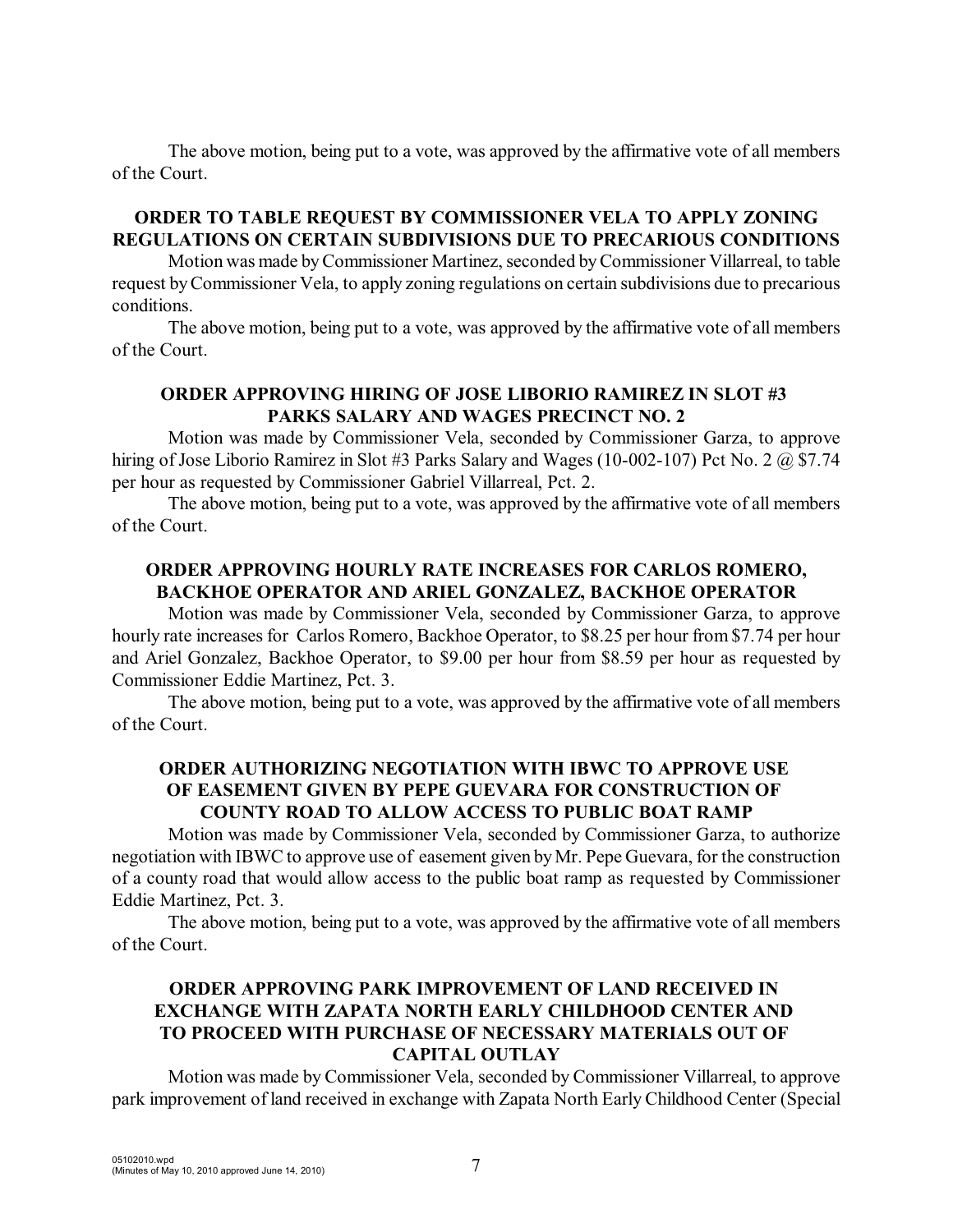The above motion, being put to a vote, was approved by the affirmative vote of all members of the Court.

**ORDER TO TABLE REQUEST BY COMMISSIONER VELA TO APPLY ZONING REGULATIONS ON CERTAIN SUBDIVISIONS DUE TO PRECARIOUS CONDITIONS**

Motion was made by Commissioner Martinez, seconded by Commissioner Villarreal, to table request by Commissioner Vela, to apply zoning regulations on certain subdivisions due to precarious conditions.

The above motion, being put to a vote, was approved by the affirmative vote of all members of the Court.

**ORDER APPROVING HIRING OF JOSE LIBORIO RAMIREZ IN SLOT #3 PARKS SALARY AND WAGES PRECINCT NO. 2**

Motion was made by Commissioner Vela, seconded by Commissioner Garza, to approve hiring of Jose Liborio Ramirez in Slot #3 Parks Salary and Wages (10-002-107) Pct No. 2 @ $7.74 per hour as requested by Commissioner Gabriel Villarreal, Pct. 2.

The above motion, being put to a vote, was approved by the affirmative vote of all members of the Court.

**ORDER APPROVING HOURLY RATE INCREASES FOR CARLOS ROMERO, BACKHOE OPERATOR AND ARIEL GONZALEZ, BACKHOE OPERATOR**

Motion was made by Commissioner Vela, seconded by Commissioner Garza, to approve hourly rate increases for Carlos Romero, Backhoe Operator, to $8.25 per hour from $7.74 per hour and Ariel Gonzalez, Backhoe Operator, to $9.00 per hour from $8.59 per hour as requested by Commissioner Eddie Martinez, Pct. 3.

The above motion, being put to a vote, was approved by the affirmative vote of all members of the Court.

**ORDER AUTHORIZING NEGOTIATION WITH IBWC TO APPROVE USE OF EASEMENT GIVEN BY PEPE GUEVARA FOR CONSTRUCTION OF COUNTY ROAD TO ALLOW ACCESS TO PUBLIC BOAT RAMP**

Motion was made by Commissioner Vela, seconded by Commissioner Garza, to authorize negotiation with IBWC to approve use of easement given by Mr. Pepe Guevara, for the construction of a county road that would allow access to the public boat ramp as requested by Commissioner Eddie Martinez, Pct. 3.

The above motion, being put to a vote, was approved by the affirmative vote of all members of the Court.

**ORDER APPROVING PARK IMPROVEMENT OF LAND RECEIVED IN EXCHANGE WITH ZAPATA NORTH EARLY CHILDHOOD CENTER AND TO PROCEED WITH PURCHASE OF NECESSARY MATERIALS OUT OF CAPITAL OUTLAY**

Motion was made by Commissioner Vela, seconded by Commissioner Villarreal, to approve park improvement of land received in exchange with Zapata North Early Childhood Center (Special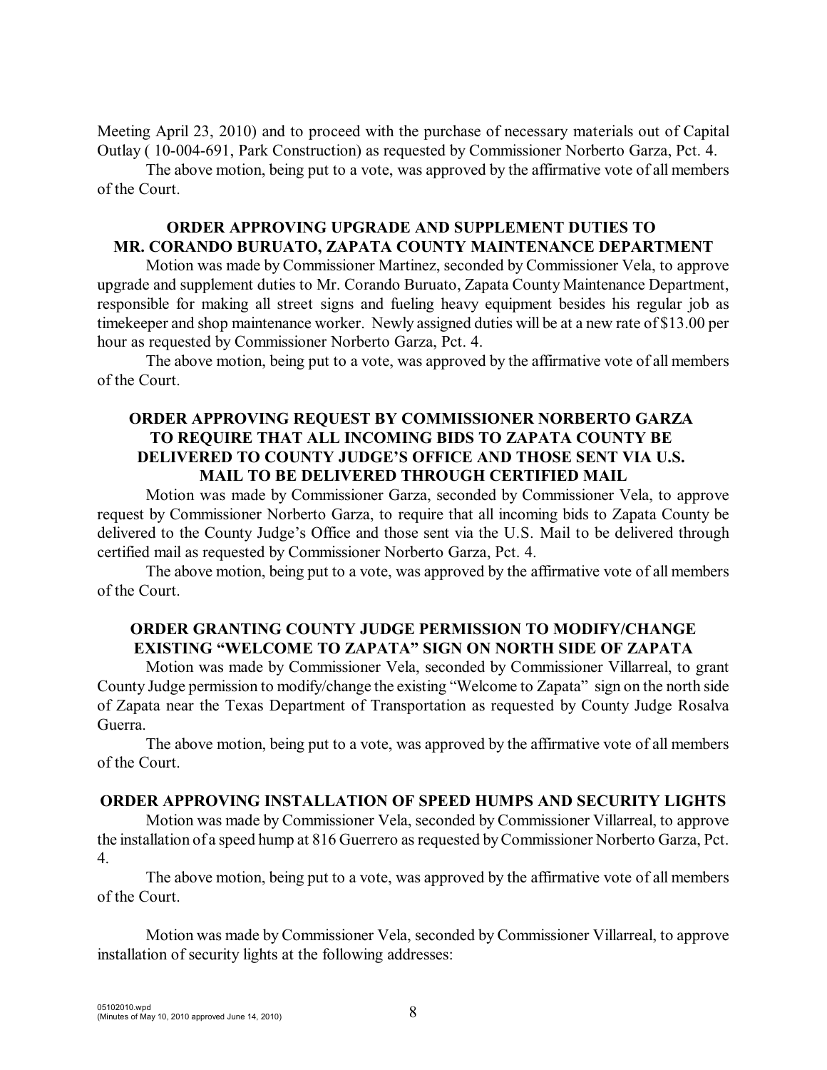Meeting April 23, 2010) and to proceed with the purchase of necessary materials out of Capital Outlay ( 10-004-691, Park Construction) as requested by Commissioner Norberto Garza, Pct. 4.

The above motion, being put to a vote, was approved by the affirmative vote of all members of the Court.

**ORDER APPROVING UPGRADE AND SUPPLEMENT DUTIES TO MR. CORANDO BURUATO, ZAPATA COUNTY MAINTENANCE DEPARTMENT**

Motion was made by Commissioner Martinez, seconded by Commissioner Vela, to approve upgrade and supplement duties to Mr. Corando Buruato, Zapata County Maintenance Department, responsible for making all street signs and fueling heavy equipment besides his regular job as timekeeper and shop maintenance worker. Newly assigned duties will be at a new rate of $13.00 per hour as requested by Commissioner Norberto Garza, Pct. 4.

The above motion, being put to a vote, was approved by the affirmative vote of all members of the Court.

**ORDER APPROVING REQUEST BY COMMISSIONER NORBERTO GARZA TO REQUIRE THAT ALL INCOMING BIDS TO ZAPATA COUNTY BE DELIVERED TO COUNTY JUDGE'S OFFICE AND THOSE SENT VIA U.S. MAIL TO BE DELIVERED THROUGH CERTIFIED MAIL**

Motion was made by Commissioner Garza, seconded by Commissioner Vela, to approve request by Commissioner Norberto Garza, to require that all incoming bids to Zapata County be delivered to the County Judge's Office and those sent via the U.S. Mail to be delivered through certified mail as requested by Commissioner Norberto Garza, Pct. 4.

The above motion, being put to a vote, was approved by the affirmative vote of all members of the Court.

**ORDER GRANTING COUNTY JUDGE PERMISSION TO MODIFY/CHANGE EXISTING "WELCOME TO ZAPATA" SIGN ON NORTH SIDE OF ZAPATA**

Motion was made by Commissioner Vela, seconded by Commissioner Villarreal, to grant County Judge permission to modify/change the existing "Welcome to Zapata" sign on the north side of Zapata near the Texas Department of Transportation as requested by County Judge Rosalva Guerra.

The above motion, being put to a vote, was approved by the affirmative vote of all members of the Court.

**ORDER APPROVING INSTALLATION OF SPEED HUMPS AND SECURITY LIGHTS**

Motion was made by Commissioner Vela, seconded by Commissioner Villarreal, to approve the installation of a speed hump at 816 Guerrero as requested by Commissioner Norberto Garza, Pct. 4.

The above motion, being put to a vote, was approved by the affirmative vote of all members of the Court.

Motion was made by Commissioner Vela, seconded by Commissioner Villarreal, to approve installation of security lights at the following addresses: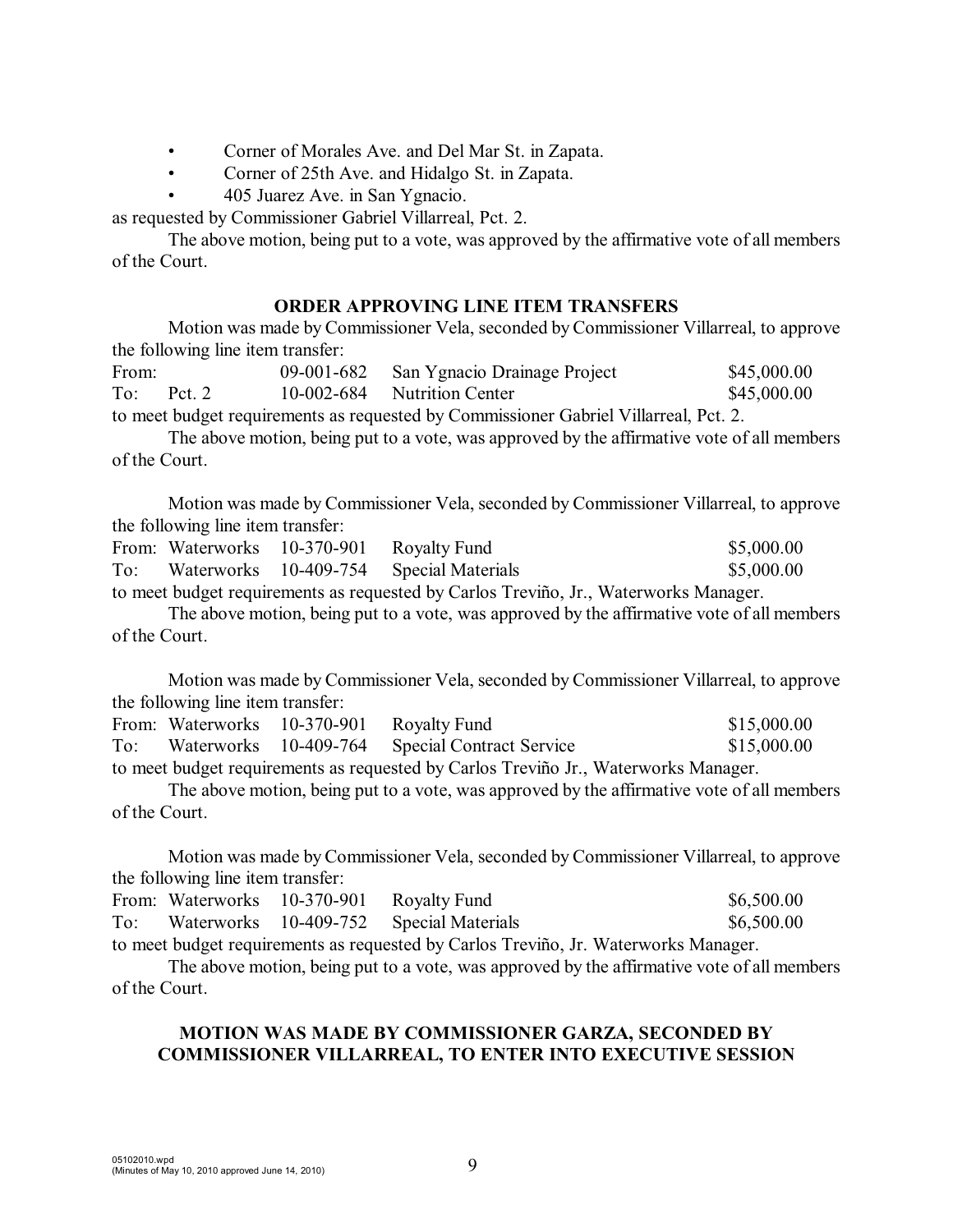- Corner of Morales Ave. and Del Mar St. in Zapata.
- Corner of 25th Ave. and Hidalgo St. in Zapata.
- 405 Juarez Ave. in San Ygnacio.

as requested by Commissioner Gabriel Villarreal, Pct. 2.

The above motion, being put to a vote, was approved by the affirmative vote of all members of the Court.

## ORDER APPROVING LINE ITEM TRANSFERS

Motion was made by Commissioner Vela, seconded by Commissioner Villarreal, to approve the following line item transfer:

| | | | | |
|---|---|---|---|---|
| From: | | 09-001-682 | San Ygnacio Drainage Project | \$45,000.00 |
| To: | Pct. 2 | 10-002-684 | Nutrition Center | \$45,000.00 |

to meet budget requirements as requested by Commissioner Gabriel Villarreal, Pct. 2.

The above motion, being put to a vote, was approved by the affirmative vote of all members of the Court.

Motion was made by Commissioner Vela, seconded by Commissioner Villarreal, to approve the following line item transfer:

| | | | | |
|---|---|---|---|---|
| From: | Waterworks | 10-370-901 | Royalty Fund | \$5,000.00 |
| To: | Waterworks | 10-409-754 | Special Materials | \$5,000.00 |

to meet budget requirements as requested by Carlos Treviño, Jr., Waterworks Manager.

The above motion, being put to a vote, was approved by the affirmative vote of all members of the Court.

Motion was made by Commissioner Vela, seconded by Commissioner Villarreal, to approve the following line item transfer:

| | | | | |
|---|---|---|---|---|
| From: | Waterworks | 10-370-901 | Royalty Fund | \$15,000.00 |
| To: | Waterworks | 10-409-764 | Special Contract Service | \$15,000.00 |

to meet budget requirements as requested by Carlos Treviño Jr., Waterworks Manager.

The above motion, being put to a vote, was approved by the affirmative vote of all members of the Court.

Motion was made by Commissioner Vela, seconded by Commissioner Villarreal, to approve the following line item transfer:

| | | | | |
|---|---|---|---|---|
| From: | Waterworks | 10-370-901 | Royalty Fund | \$6,500.00 |
| To: | Waterworks | 10-409-752 | Special Materials | \$6,500.00 |

to meet budget requirements as requested by Carlos Treviño, Jr. Waterworks Manager.

The above motion, being put to a vote, was approved by the affirmative vote of all members of the Court.

## MOTION WAS MADE BY COMMISSIONER GARZA, SECONDED BY COMMISSIONER VILLARREAL, TO ENTER INTO EXECUTIVE SESSION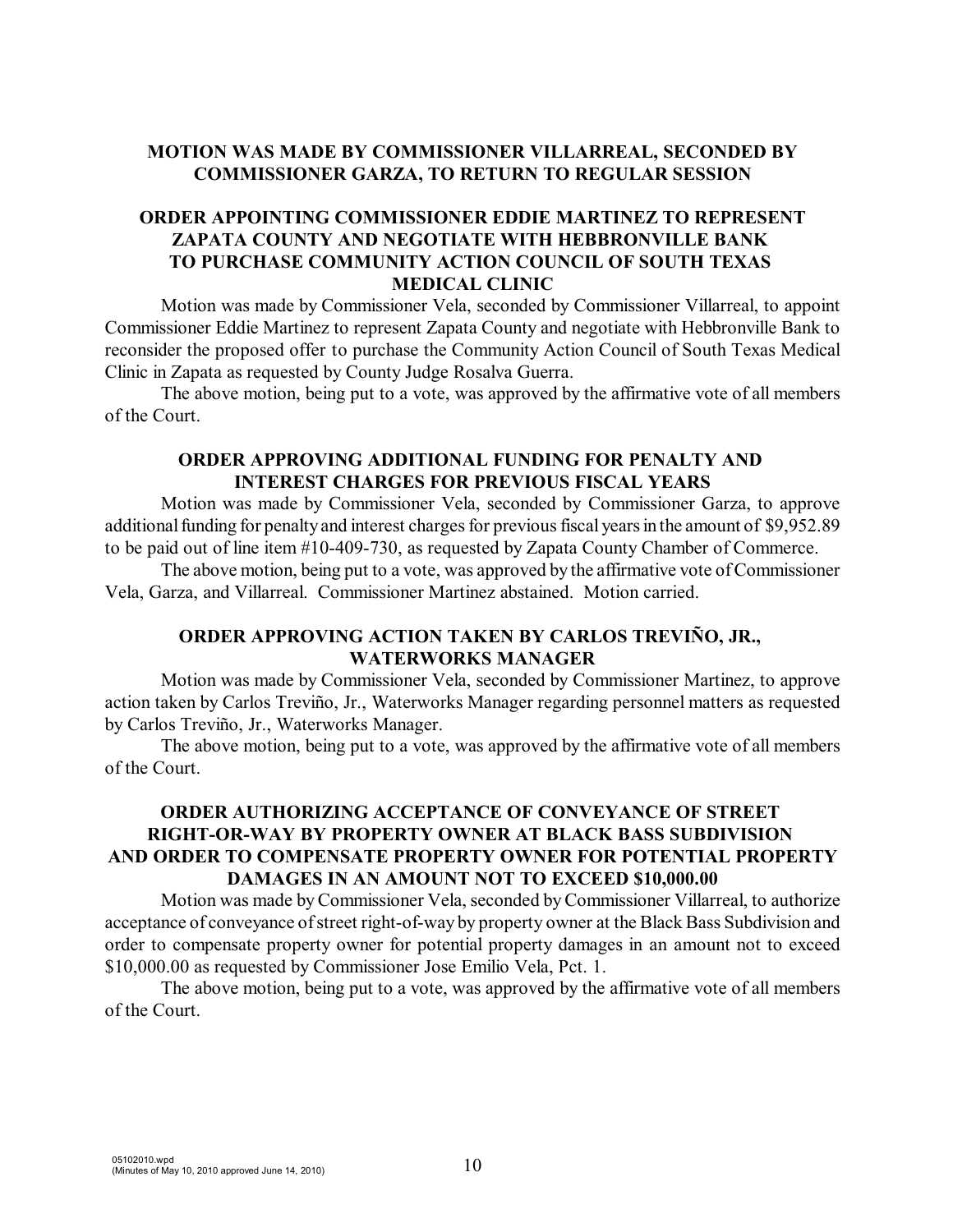**MOTION WAS MADE BY COMMISSIONER VILLARREAL, SECONDED BY COMMISSIONER GARZA, TO RETURN TO REGULAR SESSION**

**ORDER APPOINTING COMMISSIONER EDDIE MARTINEZ TO REPRESENT ZAPATA COUNTY AND NEGOTIATE WITH HEBBRONVILLE BANK TO PURCHASE COMMUNITY ACTION COUNCIL OF SOUTH TEXAS MEDICAL CLINIC**

Motion was made by Commissioner Vela, seconded by Commissioner Villarreal, to appoint Commissioner Eddie Martinez to represent Zapata County and negotiate with Hebbronville Bank to reconsider the proposed offer to purchase the Community Action Council of South Texas Medical Clinic in Zapata as requested by County Judge Rosalva Guerra.

The above motion, being put to a vote, was approved by the affirmative vote of all members of the Court.

**ORDER APPROVING ADDITIONAL FUNDING FOR PENALTY AND INTEREST CHARGES FOR PREVIOUS FISCAL YEARS**

Motion was made by Commissioner Vela, seconded by Commissioner Garza, to approve additional funding for penalty and interest charges for previous fiscal years in the amount of $9,952.89 to be paid out of line item #10-409-730, as requested by Zapata County Chamber of Commerce.

The above motion, being put to a vote, was approved by the affirmative vote of Commissioner Vela, Garza, and Villarreal. Commissioner Martinez abstained. Motion carried.

**ORDER APPROVING ACTION TAKEN BY CARLOS TREVIÑO, JR., WATERWORKS MANAGER**

Motion was made by Commissioner Vela, seconded by Commissioner Martinez, to approve action taken by Carlos Treviño, Jr., Waterworks Manager regarding personnel matters as requested by Carlos Treviño, Jr., Waterworks Manager.

The above motion, being put to a vote, was approved by the affirmative vote of all members of the Court.

**ORDER AUTHORIZING ACCEPTANCE OF CONVEYANCE OF STREET RIGHT-OR-WAY BY PROPERTY OWNER AT BLACK BASS SUBDIVISION AND ORDER TO COMPENSATE PROPERTY OWNER FOR POTENTIAL PROPERTY DAMAGES IN AN AMOUNT NOT TO EXCEED $10,000.00**

Motion was made by Commissioner Vela, seconded by Commissioner Villarreal, to authorize acceptance of conveyance of street right-of-way by property owner at the Black Bass Subdivision and order to compensate property owner for potential property damages in an amount not to exceed $10,000.00 as requested by Commissioner Jose Emilio Vela, Pct. 1.

The above motion, being put to a vote, was approved by the affirmative vote of all members of the Court.

05102010.wpd
(Minutes of May 10, 2010 approved June 14, 2010)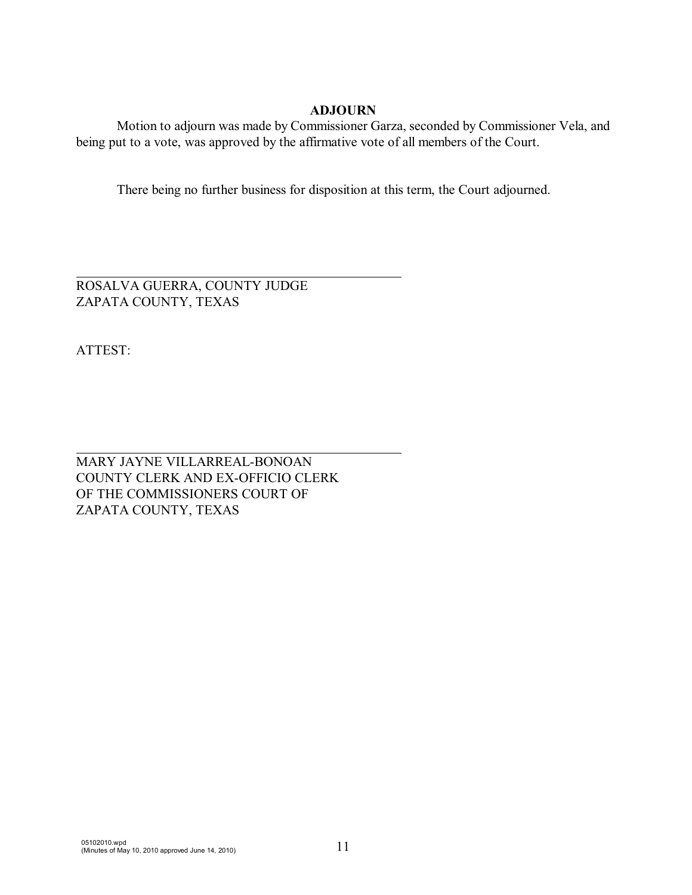**ADJOURN**

Motion to adjourn was made by Commissioner Garza, seconded by Commissioner Vela, and being put to a vote, was approved by the affirmative vote of all members of the Court.

There being no further business for disposition at this term, the Court adjourned.

ROSALVA GUERRA, COUNTY JUDGE
ZAPATA COUNTY, TEXAS

ATTEST:

MARY JAYNE VILLARREAL-BONOAN
COUNTY CLERK AND EX-OFFICIO CLERK
OF THE COMMISSIONERS COURT OF
ZAPATA COUNTY, TEXAS

05102010.wpd
(Minutes of May 10, 2010 approved June 14, 2010)